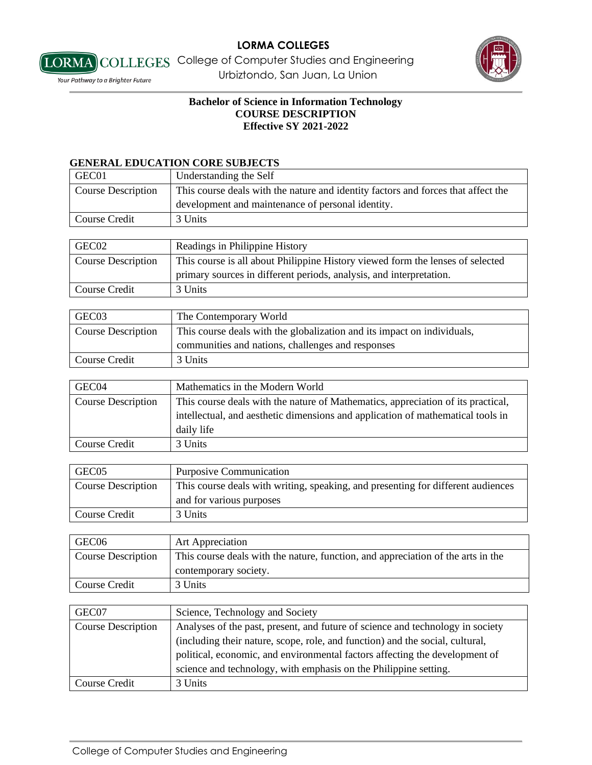**LORMA COLLEGES**

College of Computer Studies and Engineering

Urbiztondo, San Juan, La Union

*Your Pathway to a Brighter Future*

**Bachelor of Science in Information Technology**
**COURSE DESCRIPTION**
**Effective SY 2021-2022**

## GENERAL EDUCATION CORE SUBJECTS

| GEC01 | Understanding the Self |
|---|---|
| Course Description | This course deals with the nature and identity factors and forces that affect the development and maintenance of personal identity. |
| Course Credit | 3 Units |

| GEC02 | Readings in Philippine History |
|---|---|
| Course Description | This course is all about Philippine History viewed form the lenses of selected primary sources in different periods, analysis, and interpretation. |
| Course Credit | 3 Units |

| GEC03 | The Contemporary World |
|---|---|
| Course Description | This course deals with the globalization and its impact on individuals, communities and nations, challenges and responses |
| Course Credit | 3 Units |

| GEC04 | Mathematics in the Modern World |
|---|---|
| Course Description | This course deals with the nature of Mathematics, appreciation of its practical, intellectual, and aesthetic dimensions and application of mathematical tools in daily life |
| Course Credit | 3 Units |

| GEC05 | Purposive Communication |
|---|---|
| Course Description | This course deals with writing, speaking, and presenting for different audiences and for various purposes |
| Course Credit | 3 Units |

| GEC06 | Art Appreciation |
|---|---|
| Course Description | This course deals with the nature, function, and appreciation of the arts in the contemporary society. |
| Course Credit | 3 Units |

| GEC07 | Science, Technology and Society |
|---|---|
| Course Description | Analyses of the past, present, and future of science and technology in society (including their nature, scope, role, and function) and the social, cultural, political, economic, and environmental factors affecting the development of science and technology, with emphasis on the Philippine setting. |
| Course Credit | 3 Units |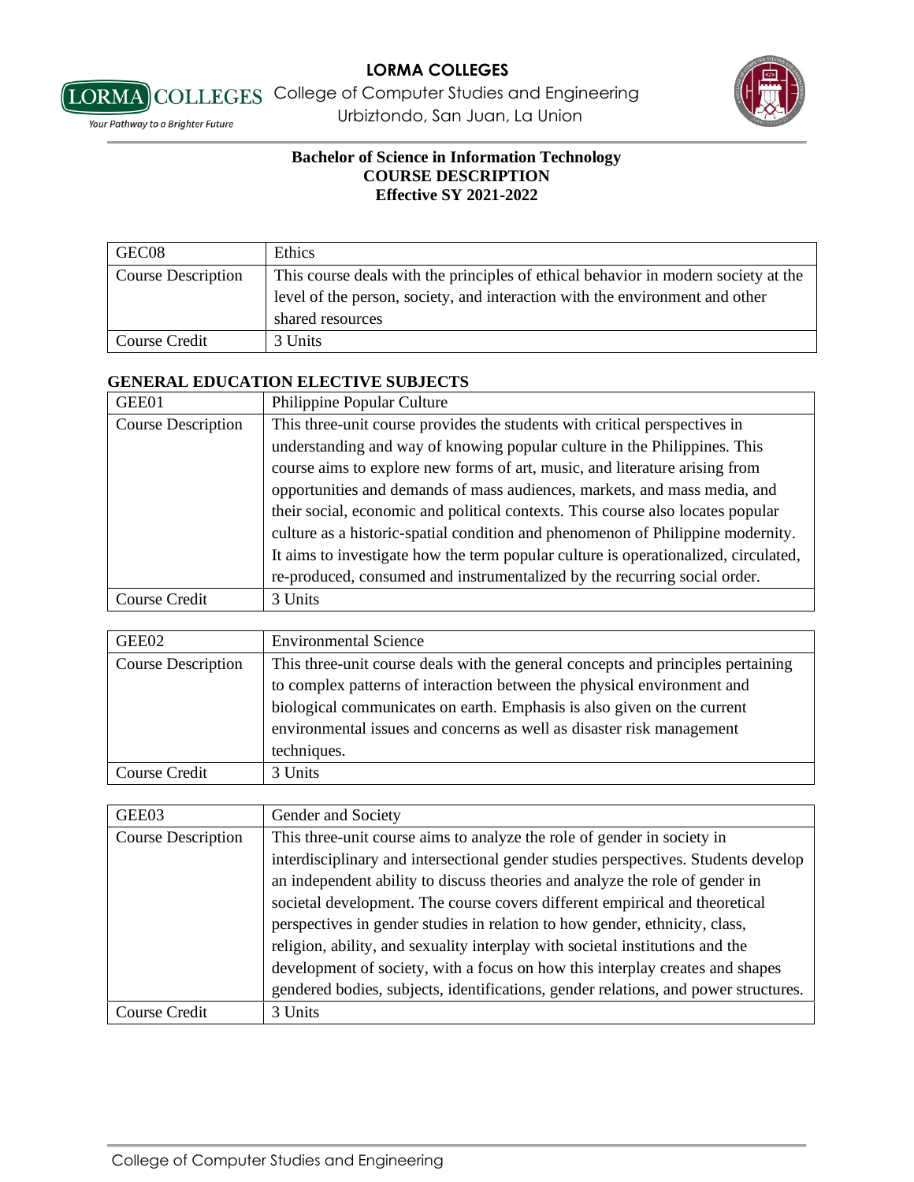**LORMA COLLEGES**
College of Computer Studies and Engineering
Urbiztondo, San Juan, La Union

**Bachelor of Science in Information Technology**
**COURSE DESCRIPTION**
**Effective SY 2021-2022**

| GEC08 | Ethics |
| --- | --- |
| Course Description | This course deals with the principles of ethical behavior in modern society at the level of the person, society, and interaction with the environment and other shared resources |
| Course Credit | 3 Units |

## GENERAL EDUCATION ELECTIVE SUBJECTS

| GEE01 | Philippine Popular Culture |
| --- | --- |
| Course Description | This three-unit course provides the students with critical perspectives in understanding and way of knowing popular culture in the Philippines. This course aims to explore new forms of art, music, and literature arising from opportunities and demands of mass audiences, markets, and mass media, and their social, economic and political contexts. This course also locates popular culture as a historic-spatial condition and phenomenon of Philippine modernity. It aims to investigate how the term popular culture is operationalized, circulated, re-produced, consumed and instrumentalized by the recurring social order. |
| Course Credit | 3 Units |

| GEE02 | Environmental Science |
| --- | --- |
| Course Description | This three-unit course deals with the general concepts and principles pertaining to complex patterns of interaction between the physical environment and biological communicates on earth. Emphasis is also given on the current environmental issues and concerns as well as disaster risk management techniques. |
| Course Credit | 3 Units |

| GEE03 | Gender and Society |
| --- | --- |
| Course Description | This three-unit course aims to analyze the role of gender in society in interdisciplinary and intersectional gender studies perspectives. Students develop an independent ability to discuss theories and analyze the role of gender in societal development. The course covers different empirical and theoretical perspectives in gender studies in relation to how gender, ethnicity, class, religion, ability, and sexuality interplay with societal institutions and the development of society, with a focus on how this interplay creates and shapes gendered bodies, subjects, identifications, gender relations, and power structures. |
| Course Credit | 3 Units |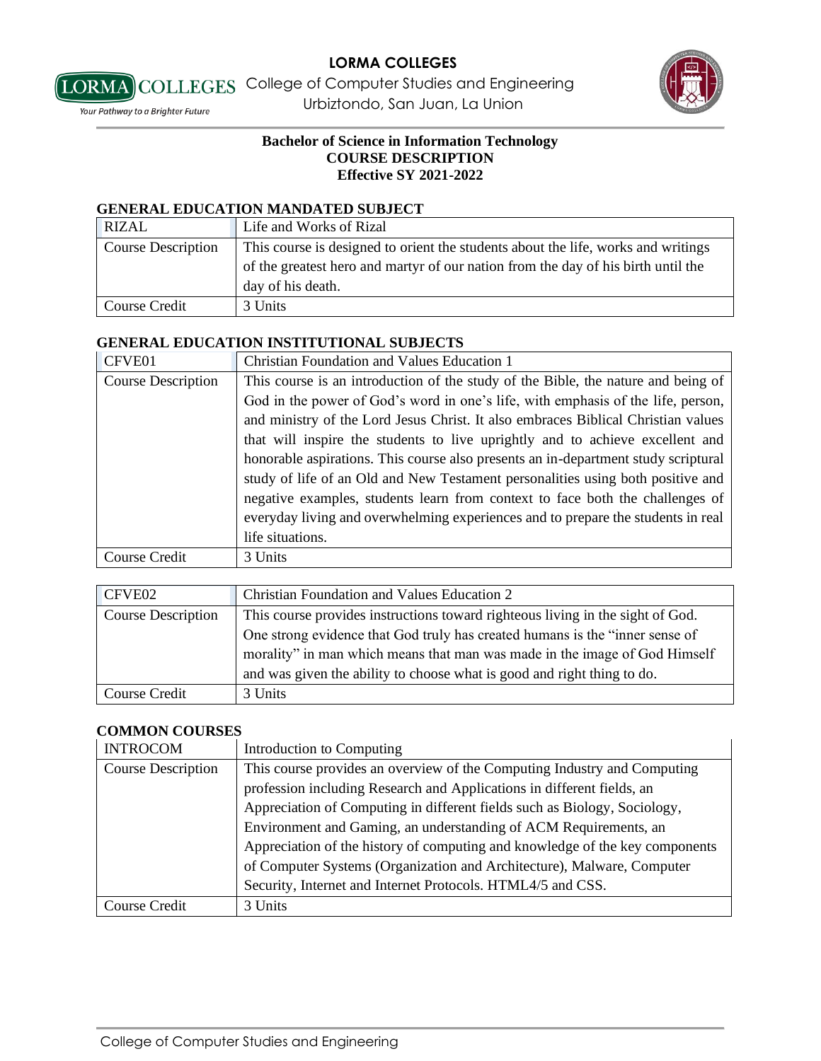**LORMA COLLEGES**
College of Computer Studies and Engineering
Urbiztondo, San Juan, La Union

**Bachelor of Science in Information Technology**
**COURSE DESCRIPTION**
**Effective SY 2021-2022**

## GENERAL EDUCATION MANDATED SUBJECT

| RIZAL | Life and Works of Rizal |
|---|---|
| Course Description | This course is designed to orient the students about the life, works and writings of the greatest hero and martyr of our nation from the day of his birth until the day of his death. |
| Course Credit | 3 Units |

## GENERAL EDUCATION INSTITUTIONAL SUBJECTS

| CFVE01 | Christian Foundation and Values Education 1 |
|---|---|
| Course Description | This course is an introduction of the study of the Bible, the nature and being of God in the power of God's word in one's life, with emphasis of the life, person, and ministry of the Lord Jesus Christ. It also embraces Biblical Christian values that will inspire the students to live uprightly and to achieve excellent and honorable aspirations. This course also presents an in-department study scriptural study of life of an Old and New Testament personalities using both positive and negative examples, students learn from context to face both the challenges of everyday living and overwhelming experiences and to prepare the students in real life situations. |
| Course Credit | 3 Units |

| CFVE02 | Christian Foundation and Values Education 2 |
|---|---|
| Course Description | This course provides instructions toward righteous living in the sight of God. One strong evidence that God truly has created humans is the "inner sense of morality" in man which means that man was made in the image of God Himself and was given the ability to choose what is good and right thing to do. |
| Course Credit | 3 Units |

## COMMON COURSES

| INTROCOM | Introduction to Computing |
|---|---|
| Course Description | This course provides an overview of the Computing Industry and Computing profession including Research and Applications in different fields, an Appreciation of Computing in different fields such as Biology, Sociology, Environment and Gaming, an understanding of ACM Requirements, an Appreciation of the history of computing and knowledge of the key components of Computer Systems (Organization and Architecture), Malware, Computer Security, Internet and Internet Protocols. HTML4/5 and CSS. |
| Course Credit | 3 Units |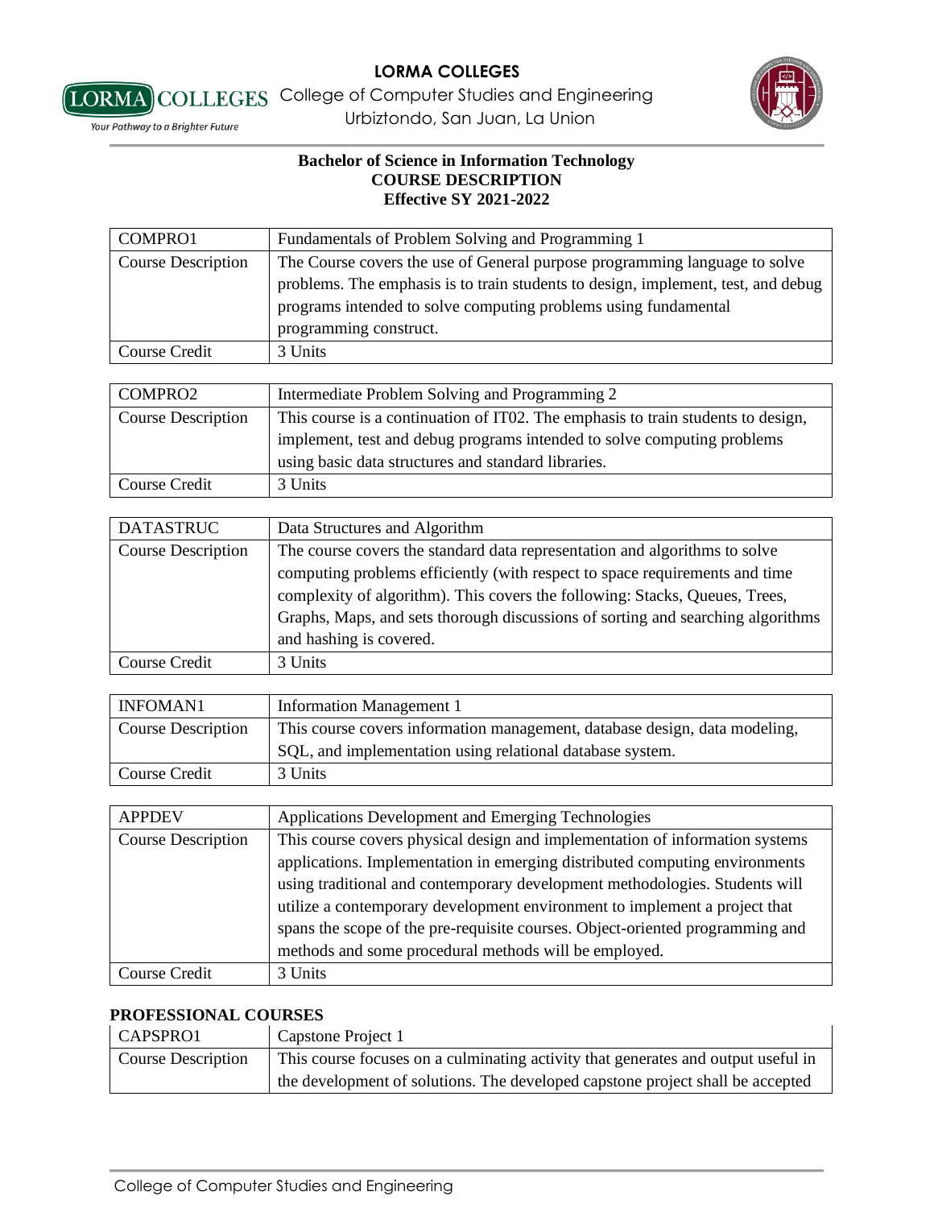**Bachelor of Science in Information Technology**
**COURSE DESCRIPTION**
**Effective SY 2021-2022**

| COMPRO1 | Fundamentals of Problem Solving and Programming 1 |
|---|---|
| Course Description | The Course covers the use of General purpose programming language to solve problems. The emphasis is to train students to design, implement, test, and debug programs intended to solve computing problems using fundamental programming construct. |
| Course Credit | 3 Units |

| COMPRO2 | Intermediate Problem Solving and Programming 2 |
|---|---|
| Course Description | This course is a continuation of IT02. The emphasis to train students to design, implement, test and debug programs intended to solve computing problems using basic data structures and standard libraries. |
| Course Credit | 3 Units |

| DATASTRUC | Data Structures and Algorithm |
|---|---|
| Course Description | The course covers the standard data representation and algorithms to solve computing problems efficiently (with respect to space requirements and time complexity of algorithm). This covers the following: Stacks, Queues, Trees, Graphs, Maps, and sets thorough discussions of sorting and searching algorithms and hashing is covered. |
| Course Credit | 3 Units |

| INFOMAN1 | Information Management 1 |
|---|---|
| Course Description | This course covers information management, database design, data modeling, SQL, and implementation using relational database system. |
| Course Credit | 3 Units |

| APPDEV | Applications Development and Emerging Technologies |
|---|---|
| Course Description | This course covers physical design and implementation of information systems applications. Implementation in emerging distributed computing environments using traditional and contemporary development methodologies. Students will utilize a contemporary development environment to implement a project that spans the scope of the pre-requisite courses. Object-oriented programming and methods and some procedural methods will be employed. |
| Course Credit | 3 Units |

**PROFESSIONAL COURSES**

| CAPSPRO1 | Capstone Project 1 |
|---|---|
| Course Description | This course focuses on a culminating activity that generates and output useful in the development of solutions. The developed capstone project shall be accepted |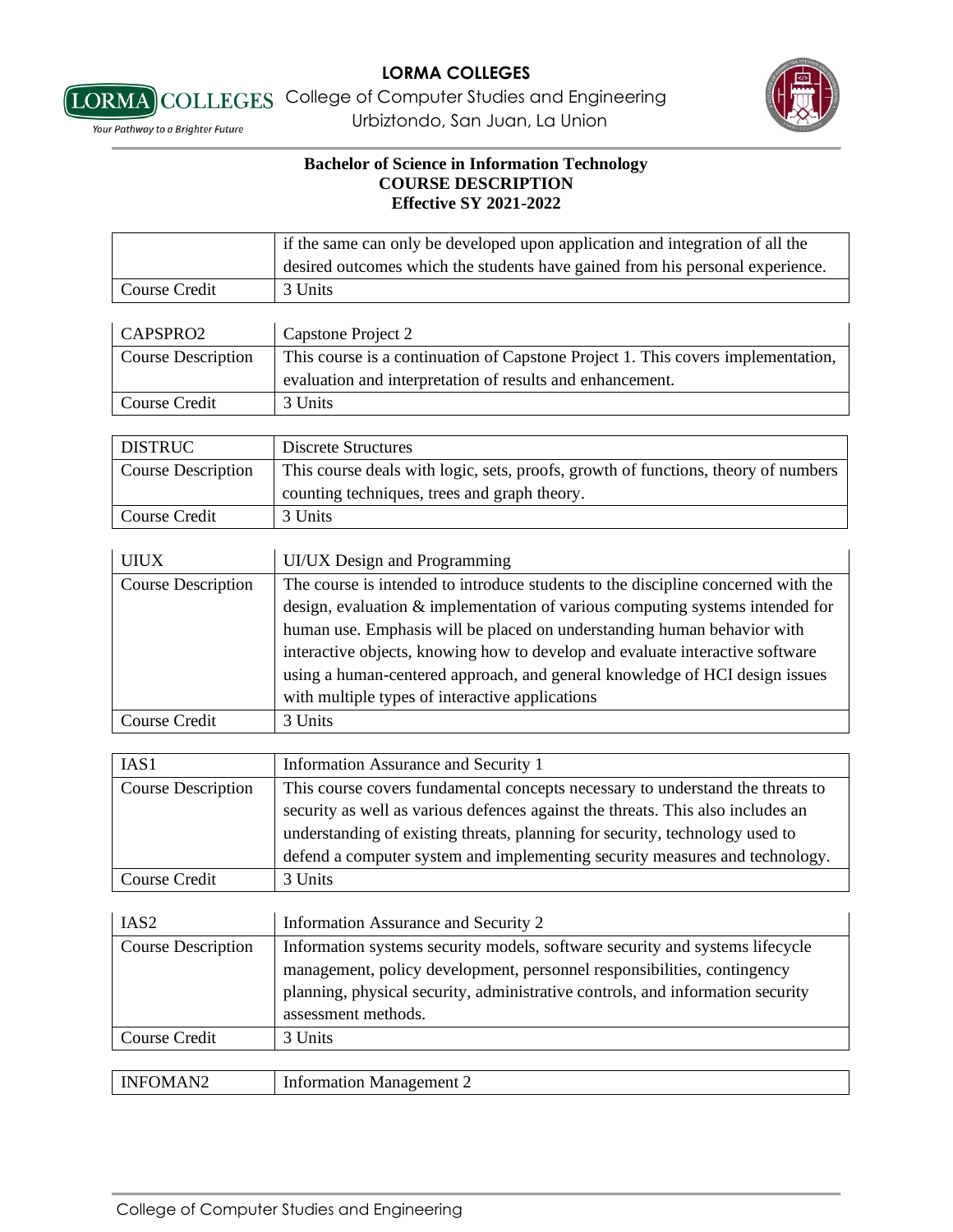**Bachelor of Science in Information Technology**
**COURSE DESCRIPTION**
**Effective SY 2021-2022**

| | |
|---|---|
| | if the same can only be developed upon application and integration of all the desired outcomes which the students have gained from his personal experience. |
| Course Credit | 3 Units |

| CAPSPRO2 | Capstone Project 2 |
|---|---|
| Course Description | This course is a continuation of Capstone Project 1. This covers implementation, evaluation and interpretation of results and enhancement. |
| Course Credit | 3 Units |

| DISTRUC | Discrete Structures |
|---|---|
| Course Description | This course deals with logic, sets, proofs, growth of functions, theory of numbers counting techniques, trees and graph theory. |
| Course Credit | 3 Units |

| UIUX | UI/UX Design and Programming |
|---|---|
| Course Description | The course is intended to introduce students to the discipline concerned with the design, evaluation & implementation of various computing systems intended for human use. Emphasis will be placed on understanding human behavior with interactive objects, knowing how to develop and evaluate interactive software using a human-centered approach, and general knowledge of HCI design issues with multiple types of interactive applications |
| Course Credit | 3 Units |

| IAS1 | Information Assurance and Security 1 |
|---|---|
| Course Description | This course covers fundamental concepts necessary to understand the threats to security as well as various defences against the threats. This also includes an understanding of existing threats, planning for security, technology used to defend a computer system and implementing security measures and technology. |
| Course Credit | 3 Units |

| IAS2 | Information Assurance and Security 2 |
|---|---|
| Course Description | Information systems security models, software security and systems lifecycle management, policy development, personnel responsibilities, contingency planning, physical security, administrative controls, and information security assessment methods. |
| Course Credit | 3 Units |

| INFOMAN2 | Information Management 2 |
|---|---|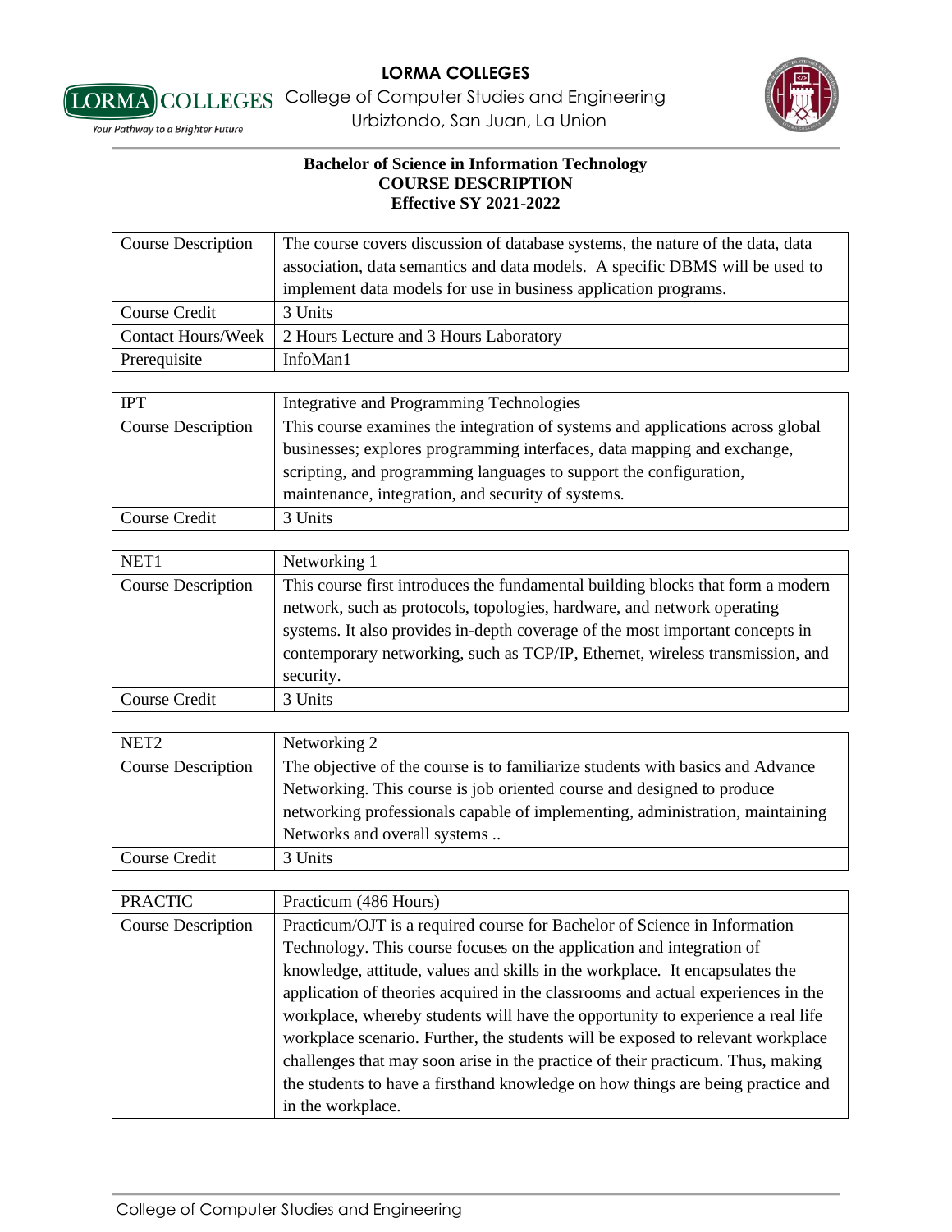**Bachelor of Science in Information Technology**
**COURSE DESCRIPTION**
**Effective SY 2021-2022**

| | |
|---|---|
| Course Description | The course covers discussion of database systems, the nature of the data, data association, data semantics and data models. A specific DBMS will be used to implement data models for use in business application programs. |
| Course Credit | 3 Units |
| Contact Hours/Week | 2 Hours Lecture and 3 Hours Laboratory |
| Prerequisite | InfoMan1 |

| IPT | Integrative and Programming Technologies |
|---|---|
| Course Description | This course examines the integration of systems and applications across global businesses; explores programming interfaces, data mapping and exchange, scripting, and programming languages to support the configuration, maintenance, integration, and security of systems. |
| Course Credit | 3 Units |

| NET1 | Networking 1 |
|---|---|
| Course Description | This course first introduces the fundamental building blocks that form a modern network, such as protocols, topologies, hardware, and network operating systems. It also provides in-depth coverage of the most important concepts in contemporary networking, such as TCP/IP, Ethernet, wireless transmission, and security. |
| Course Credit | 3 Units |

| NET2 | Networking 2 |
|---|---|
| Course Description | The objective of the course is to familiarize students with basics and Advance Networking. This course is job oriented course and designed to produce networking professionals capable of implementing, administration, maintaining Networks and overall systems .. |
| Course Credit | 3 Units |

| PRACTIC | Practicum (486 Hours) |
|---|---|
| Course Description | Practicum/OJT is a required course for Bachelor of Science in Information Technology. This course focuses on the application and integration of knowledge, attitude, values and skills in the workplace. It encapsulates the application of theories acquired in the classrooms and actual experiences in the workplace, whereby students will have the opportunity to experience a real life workplace scenario. Further, the students will be exposed to relevant workplace challenges that may soon arise in the practice of their practicum. Thus, making the students to have a firsthand knowledge on how things are being practice and in the workplace. |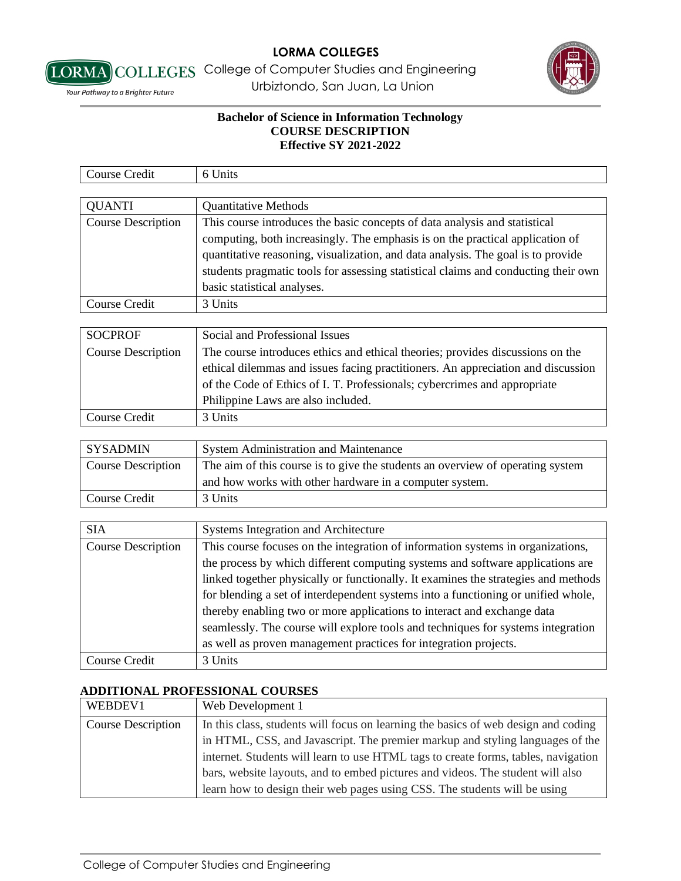**Bachelor of Science in Information Technology**
**COURSE DESCRIPTION**
**Effective SY 2021-2022**

| Course Credit | 6 Units |
|---|---|

| QUANTI | Quantitative Methods |
|---|---|
| Course Description | This course introduces the basic concepts of data analysis and statistical computing, both increasingly. The emphasis is on the practical application of quantitative reasoning, visualization, and data analysis. The goal is to provide students pragmatic tools for assessing statistical claims and conducting their own basic statistical analyses. |
| Course Credit | 3 Units |

| SOCPROF | Social and Professional Issues |
|---|---|
| Course Description | The course introduces ethics and ethical theories; provides discussions on the ethical dilemmas and issues facing practitioners. An appreciation and discussion of the Code of Ethics of I. T. Professionals; cybercrimes and appropriate Philippine Laws are also included. |
| Course Credit | 3 Units |

| SYSADMIN | System Administration and Maintenance |
|---|---|
| Course Description | The aim of this course is to give the students an overview of operating system and how works with other hardware in a computer system. |
| Course Credit | 3 Units |

| SIA | Systems Integration and Architecture |
|---|---|
| Course Description | This course focuses on the integration of information systems in organizations, the process by which different computing systems and software applications are linked together physically or functionally. It examines the strategies and methods for blending a set of interdependent systems into a functioning or unified whole, thereby enabling two or more applications to interact and exchange data seamlessly. The course will explore tools and techniques for systems integration as well as proven management practices for integration projects. |
| Course Credit | 3 Units |

**ADDITIONAL PROFESSIONAL COURSES**

| WEBDEV1 | Web Development 1 |
|---|---|
| Course Description | In this class, students will focus on learning the basics of web design and coding in HTML, CSS, and Javascript. The premier markup and styling languages of the internet. Students will learn to use HTML tags to create forms, tables, navigation bars, website layouts, and to embed pictures and videos. The student will also learn how to design their web pages using CSS. The students will be using |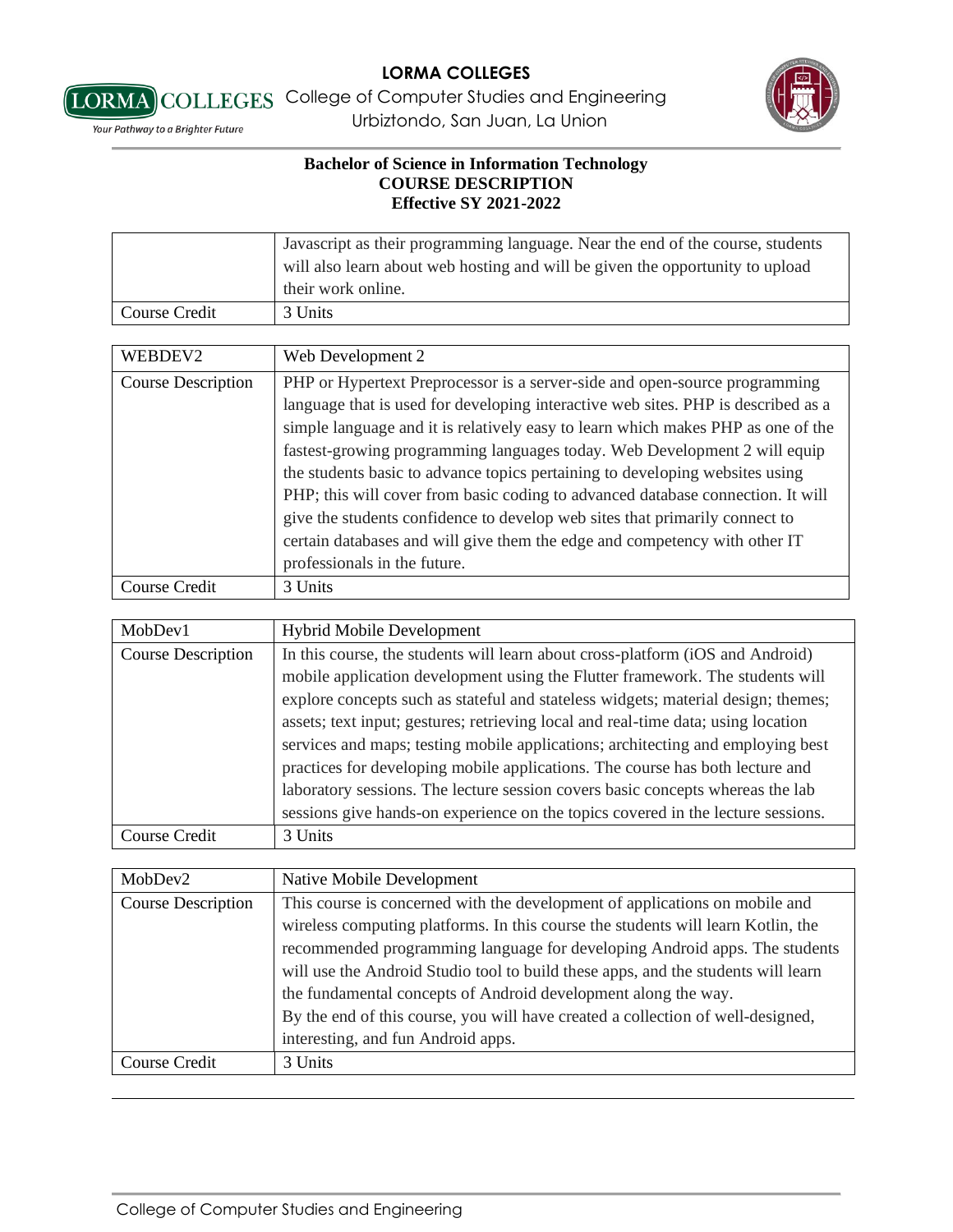**Bachelor of Science in Information Technology**
**COURSE DESCRIPTION**
**Effective SY 2021-2022**

| | |
|---|---|
| | Javascript as their programming language. Near the end of the course, students will also learn about web hosting and will be given the opportunity to upload their work online. |
| Course Credit | 3 Units |

| WEBDEV2 | Web Development 2 |
|---|---|
| Course Description | PHP or Hypertext Preprocessor is a server-side and open-source programming language that is used for developing interactive web sites. PHP is described as a simple language and it is relatively easy to learn which makes PHP as one of the fastest-growing programming languages today. Web Development 2 will equip the students basic to advance topics pertaining to developing websites using PHP; this will cover from basic coding to advanced database connection. It will give the students confidence to develop web sites that primarily connect to certain databases and will give them the edge and competency with other IT professionals in the future. |
| Course Credit | 3 Units |

| MobDev1 | Hybrid Mobile Development |
|---|---|
| Course Description | In this course, the students will learn about cross-platform (iOS and Android) mobile application development using the Flutter framework. The students will explore concepts such as stateful and stateless widgets; material design; themes; assets; text input; gestures; retrieving local and real-time data; using location services and maps; testing mobile applications; architecting and employing best practices for developing mobile applications. The course has both lecture and laboratory sessions. The lecture session covers basic concepts whereas the lab sessions give hands-on experience on the topics covered in the lecture sessions. |
| Course Credit | 3 Units |

| MobDev2 | Native Mobile Development |
|---|---|
| Course Description | This course is concerned with the development of applications on mobile and wireless computing platforms. In this course the students will learn Kotlin, the recommended programming language for developing Android apps. The students will use the Android Studio tool to build these apps, and the students will learn the fundamental concepts of Android development along the way. By the end of this course, you will have created a collection of well-designed, interesting, and fun Android apps. |
| Course Credit | 3 Units |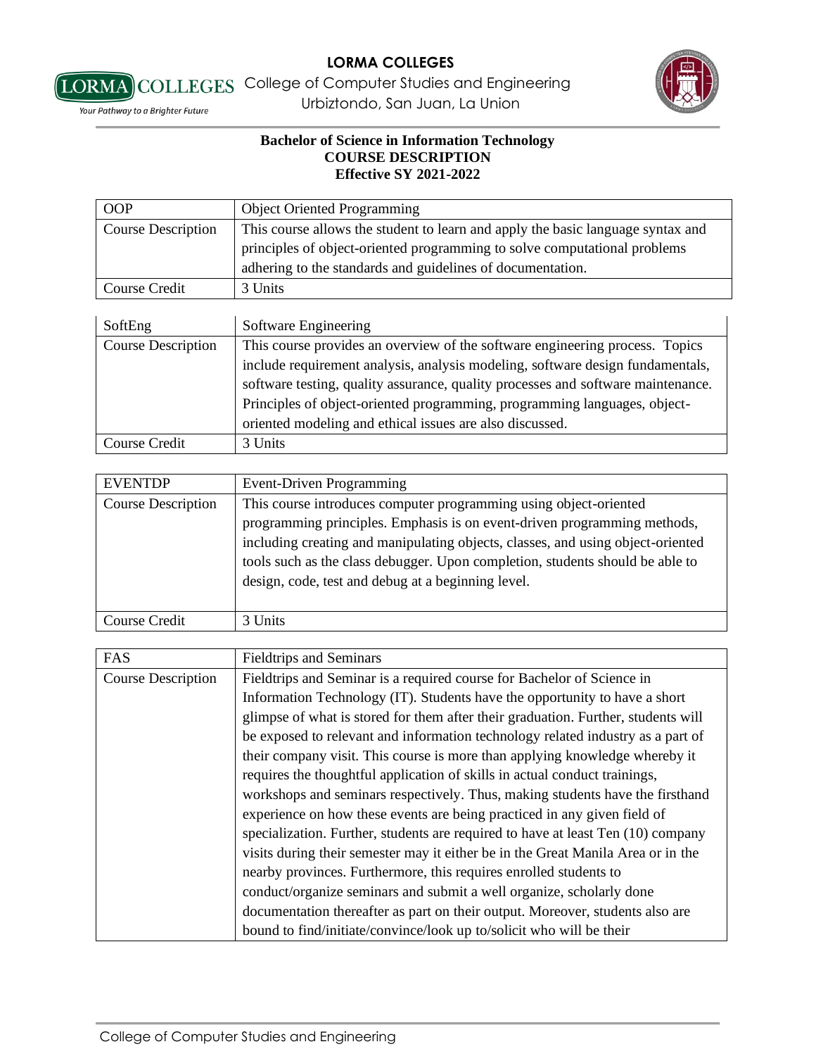**Bachelor of Science in Information Technology**
**COURSE DESCRIPTION**
**Effective SY 2021-2022**

| OOP | Object Oriented Programming |
|---|---|
| Course Description | This course allows the student to learn and apply the basic language syntax and principles of object-oriented programming to solve computational problems adhering to the standards and guidelines of documentation. |
| Course Credit | 3 Units |

| SoftEng | Software Engineering |
|---|---|
| Course Description | This course provides an overview of the software engineering process. Topics include requirement analysis, analysis modeling, software design fundamentals, software testing, quality assurance, quality processes and software maintenance. Principles of object-oriented programming, programming languages, object-oriented modeling and ethical issues are also discussed. |
| Course Credit | 3 Units |

| EVENTDP | Event-Driven Programming |
|---|---|
| Course Description | This course introduces computer programming using object-oriented programming principles. Emphasis is on event-driven programming methods, including creating and manipulating objects, classes, and using object-oriented tools such as the class debugger. Upon completion, students should be able to design, code, test and debug at a beginning level. |
| Course Credit | 3 Units |

| FAS | Fieldtrips and Seminars |
|---|---|
| Course Description | Fieldtrips and Seminar is a required course for Bachelor of Science in Information Technology (IT). Students have the opportunity to have a short glimpse of what is stored for them after their graduation. Further, students will be exposed to relevant and information technology related industry as a part of their company visit. This course is more than applying knowledge whereby it requires the thoughtful application of skills in actual conduct trainings, workshops and seminars respectively. Thus, making students have the firsthand experience on how these events are being practiced in any given field of specialization. Further, students are required to have at least Ten (10) company visits during their semester may it either be in the Great Manila Area or in the nearby provinces. Furthermore, this requires enrolled students to conduct/organize seminars and submit a well organize, scholarly done documentation thereafter as part on their output. Moreover, students also are bound to find/initiate/convince/look up to/solicit who will be their |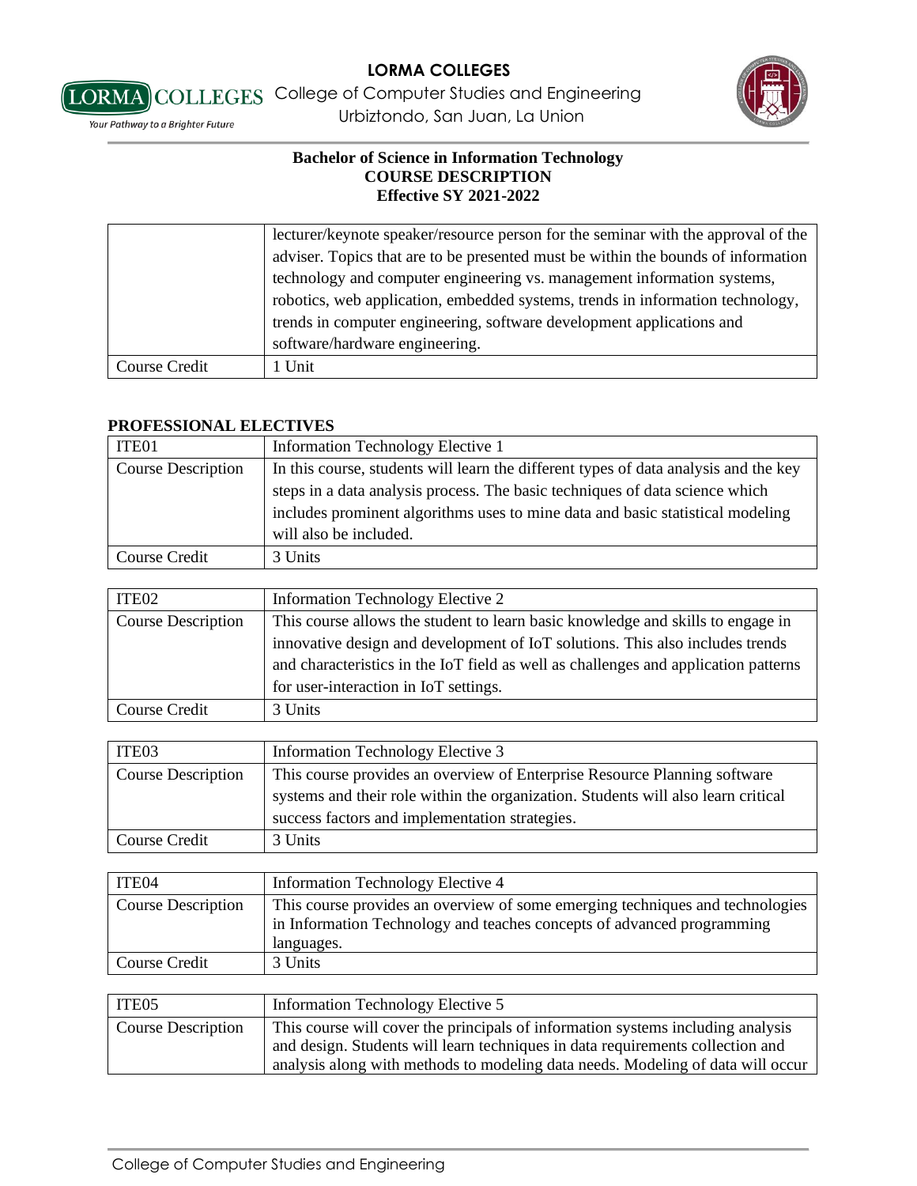**Bachelor of Science in Information Technology**
**COURSE DESCRIPTION**
**Effective SY 2021-2022**

| | |
|---|---|
| | lecturer/keynote speaker/resource person for the seminar with the approval of the adviser. Topics that are to be presented must be within the bounds of information technology and computer engineering vs. management information systems, robotics, web application, embedded systems, trends in information technology, trends in computer engineering, software development applications and software/hardware engineering. |
| Course Credit | 1 Unit |

**PROFESSIONAL ELECTIVES**

| ITE01 | Information Technology Elective 1 |
|---|---|
| Course Description | In this course, students will learn the different types of data analysis and the key steps in a data analysis process. The basic techniques of data science which includes prominent algorithms uses to mine data and basic statistical modeling will also be included. |
| Course Credit | 3 Units |

| ITE02 | Information Technology Elective 2 |
|---|---|
| Course Description | This course allows the student to learn basic knowledge and skills to engage in innovative design and development of IoT solutions. This also includes trends and characteristics in the IoT field as well as challenges and application patterns for user-interaction in IoT settings. |
| Course Credit | 3 Units |

| ITE03 | Information Technology Elective 3 |
|---|---|
| Course Description | This course provides an overview of Enterprise Resource Planning software systems and their role within the organization. Students will also learn critical success factors and implementation strategies. |
| Course Credit | 3 Units |

| ITE04 | Information Technology Elective 4 |
|---|---|
| Course Description | This course provides an overview of some emerging techniques and technologies in Information Technology and teaches concepts of advanced programming languages. |
| Course Credit | 3 Units |

| ITE05 | Information Technology Elective 5 |
|---|---|
| Course Description | This course will cover the principals of information systems including analysis and design. Students will learn techniques in data requirements collection and analysis along with methods to modeling data needs. Modeling of data will occur |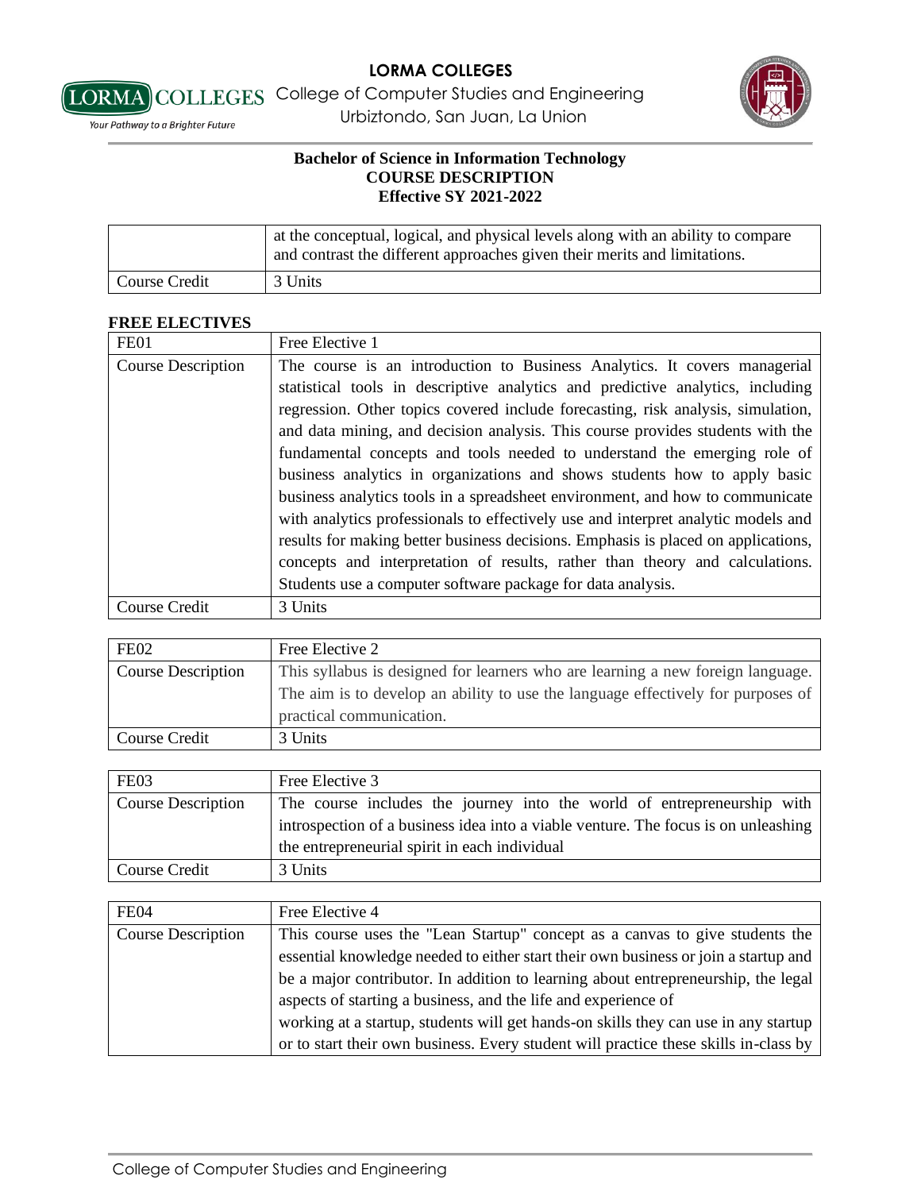**Bachelor of Science in Information Technology**
**COURSE DESCRIPTION**
**Effective SY 2021-2022**

| | |
|---|---|
| | at the conceptual, logical, and physical levels along with an ability to compare and contrast the different approaches given their merits and limitations. |
| Course Credit | 3 Units |

**FREE ELECTIVES**

| FE01 | Free Elective 1 |
|---|---|
| Course Description | The course is an introduction to Business Analytics. It covers managerial statistical tools in descriptive analytics and predictive analytics, including regression. Other topics covered include forecasting, risk analysis, simulation, and data mining, and decision analysis. This course provides students with the fundamental concepts and tools needed to understand the emerging role of business analytics in organizations and shows students how to apply basic business analytics tools in a spreadsheet environment, and how to communicate with analytics professionals to effectively use and interpret analytic models and results for making better business decisions. Emphasis is placed on applications, concepts and interpretation of results, rather than theory and calculations. Students use a computer software package for data analysis. |
| Course Credit | 3 Units |

| FE02 | Free Elective 2 |
|---|---|
| Course Description | This syllabus is designed for learners who are learning a new foreign language. The aim is to develop an ability to use the language effectively for purposes of practical communication. |
| Course Credit | 3 Units |

| FE03 | Free Elective 3 |
|---|---|
| Course Description | The course includes the journey into the world of entrepreneurship with introspection of a business idea into a viable venture. The focus is on unleashing the entrepreneurial spirit in each individual |
| Course Credit | 3 Units |

| FE04 | Free Elective 4 |
|---|---|
| Course Description | This course uses the "Lean Startup" concept as a canvas to give students the essential knowledge needed to either start their own business or join a startup and be a major contributor. In addition to learning about entrepreneurship, the legal aspects of starting a business, and the life and experience of working at a startup, students will get hands-on skills they can use in any startup or to start their own business. Every student will practice these skills in-class by |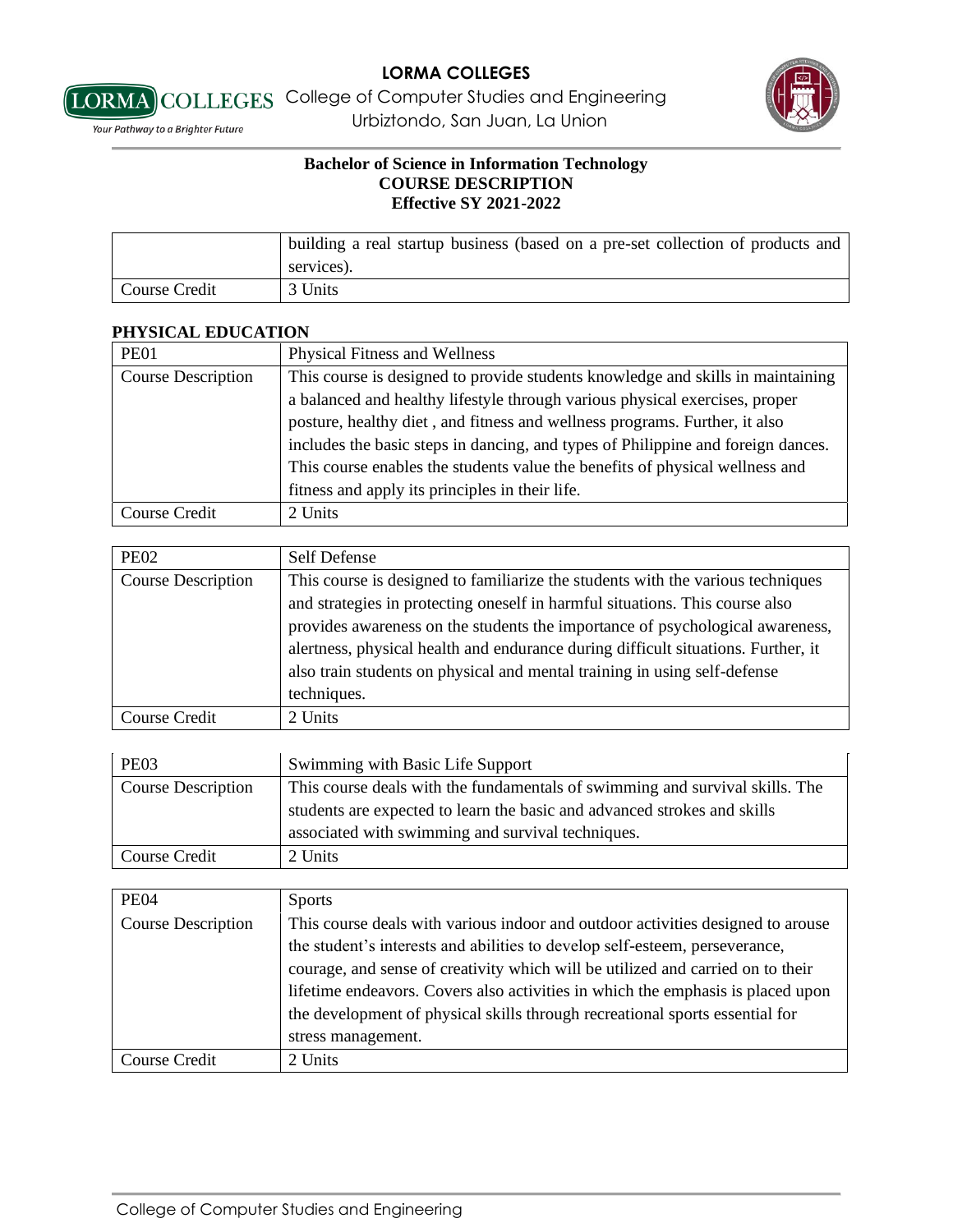| | |
|---|---|
| | building a real startup business (based on a pre-set collection of products and services). |
| Course Credit | 3 Units |

**PHYSICAL EDUCATION**

| PE01 | Physical Fitness and Wellness |
|---|---|
| Course Description | This course is designed to provide students knowledge and skills in maintaining a balanced and healthy lifestyle through various physical exercises, proper posture, healthy diet , and fitness and wellness programs. Further, it also includes the basic steps in dancing, and types of Philippine and foreign dances. This course enables the students value the benefits of physical wellness and fitness and apply its principles in their life. |
| Course Credit | 2 Units |

| PE02 | Self Defense |
|---|---|
| Course Description | This course is designed to familiarize the students with the various techniques and strategies in protecting oneself in harmful situations. This course also provides awareness on the students the importance of psychological awareness, alertness, physical health and endurance during difficult situations. Further, it also train students on physical and mental training in using self-defense techniques. |
| Course Credit | 2 Units |

| PE03 | Swimming with Basic Life Support |
|---|---|
| Course Description | This course deals with the fundamentals of swimming and survival skills. The students are expected to learn the basic and advanced strokes and skills associated with swimming and survival techniques. |
| Course Credit | 2 Units |

| PE04 | Sports |
|---|---|
| Course Description | This course deals with various indoor and outdoor activities designed to arouse the student's interests and abilities to develop self-esteem, perseverance, courage, and sense of creativity which will be utilized and carried on to their lifetime endeavors. Covers also activities in which the emphasis is placed upon the development of physical skills through recreational sports essential for stress management. |
| Course Credit | 2 Units |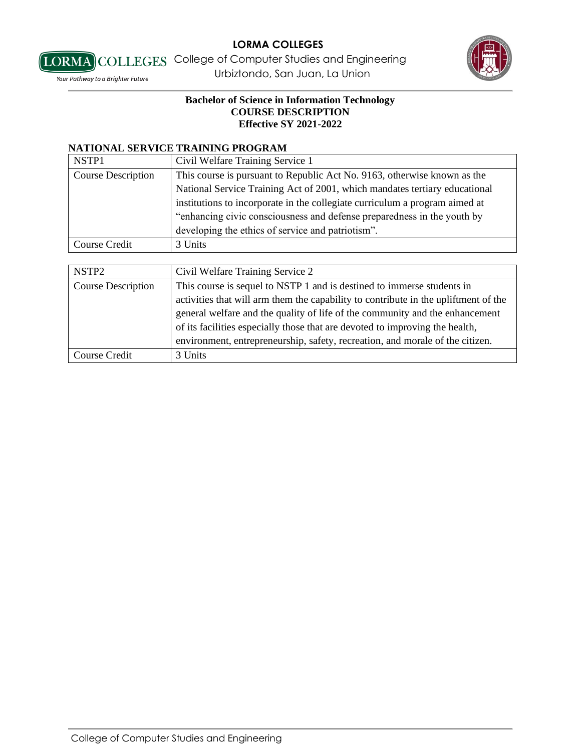**Bachelor of Science in Information Technology**
**COURSE DESCRIPTION**
**Effective SY 2021-2022**

## NATIONAL SERVICE TRAINING PROGRAM

| | |
|---|---|
| NSTP1 | Civil Welfare Training Service 1 |
| Course Description | This course is pursuant to Republic Act No. 9163, otherwise known as the National Service Training Act of 2001, which mandates tertiary educational institutions to incorporate in the collegiate curriculum a program aimed at "enhancing civic consciousness and defense preparedness in the youth by developing the ethics of service and patriotism". |
| Course Credit | 3 Units |

| | |
|---|---|
| NSTP2 | Civil Welfare Training Service 2 |
| Course Description | This course is sequel to NSTP 1 and is destined to immerse students in activities that will arm them the capability to contribute in the upliftment of the general welfare and the quality of life of the community and the enhancement of its facilities especially those that are devoted to improving the health, environment, entrepreneurship, safety, recreation, and morale of the citizen. |
| Course Credit | 3 Units |